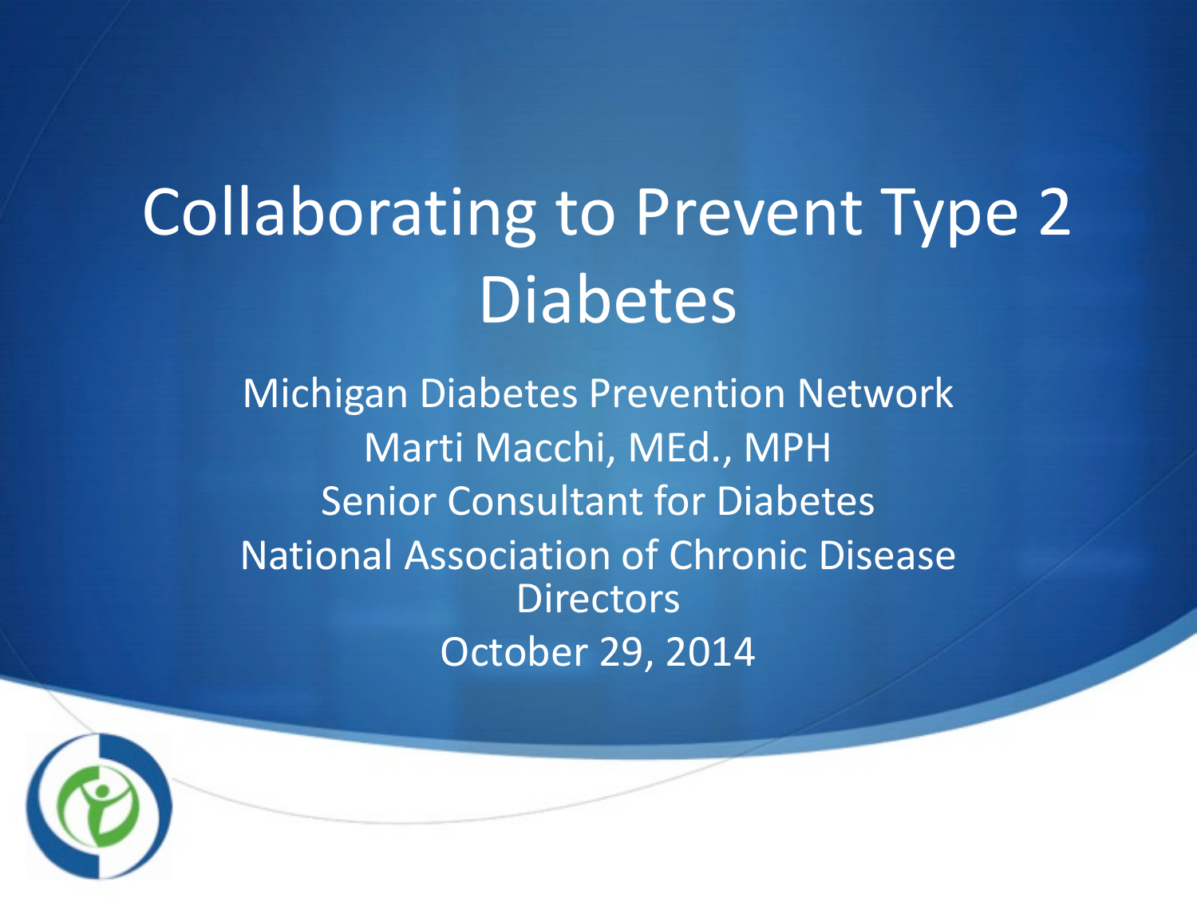# Collaborating to Prevent Type 2 Diabetes

Michigan Diabetes Prevention Network

Marti Macchi, MEd., MPH

Senior Consultant for Diabetes

National Association of Chronic Disease Directors

October 29, 2014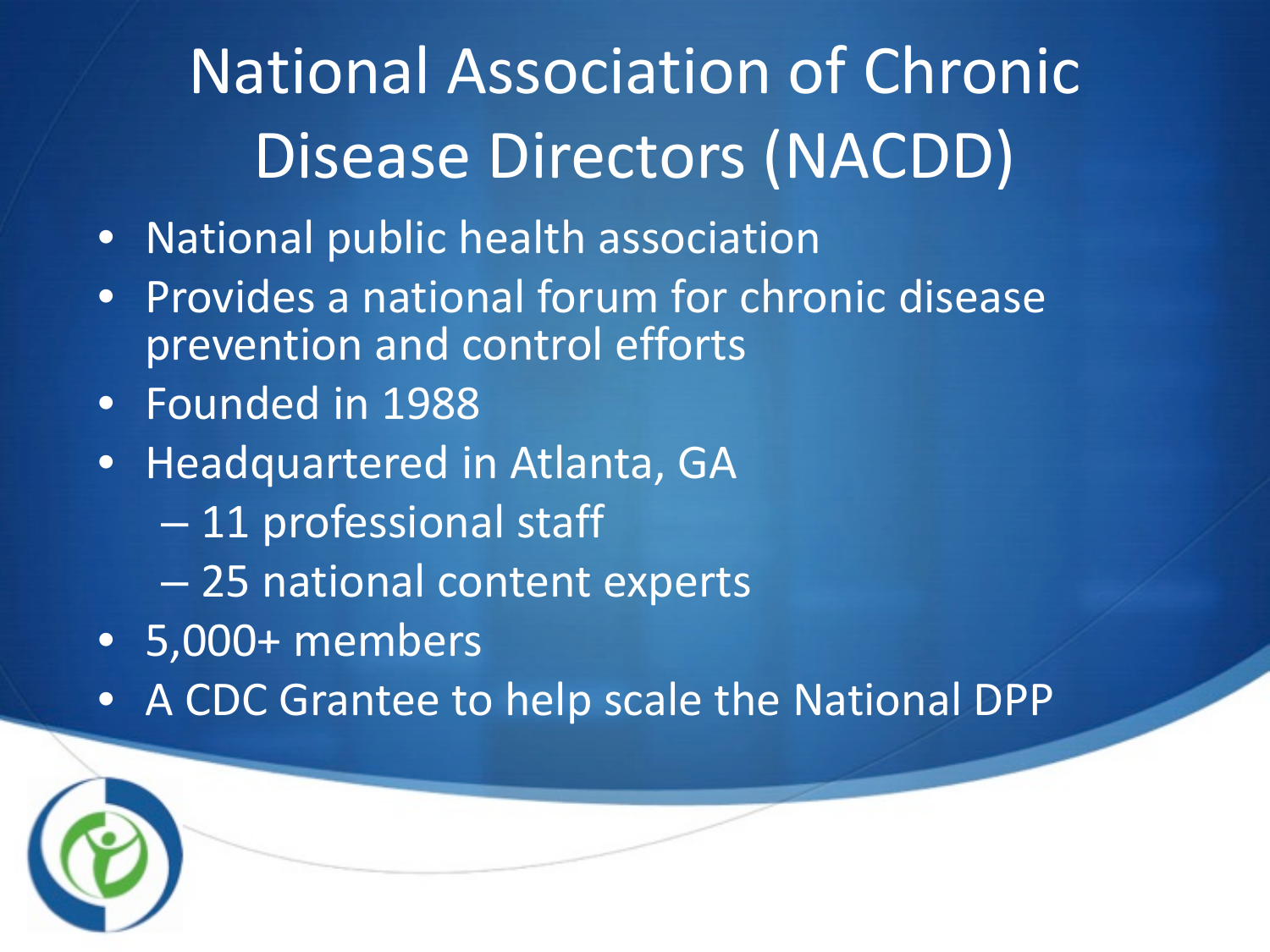# National Association of Chronic Disease Directors (NACDD)

- National public health association
- Provides a national forum for chronic disease prevention and control efforts
- Founded in 1988
- Headquartered in Atlanta, GA
  - 11 professional staff
  - 25 national content experts
- 5,000+ members
- A CDC Grantee to help scale the National DPP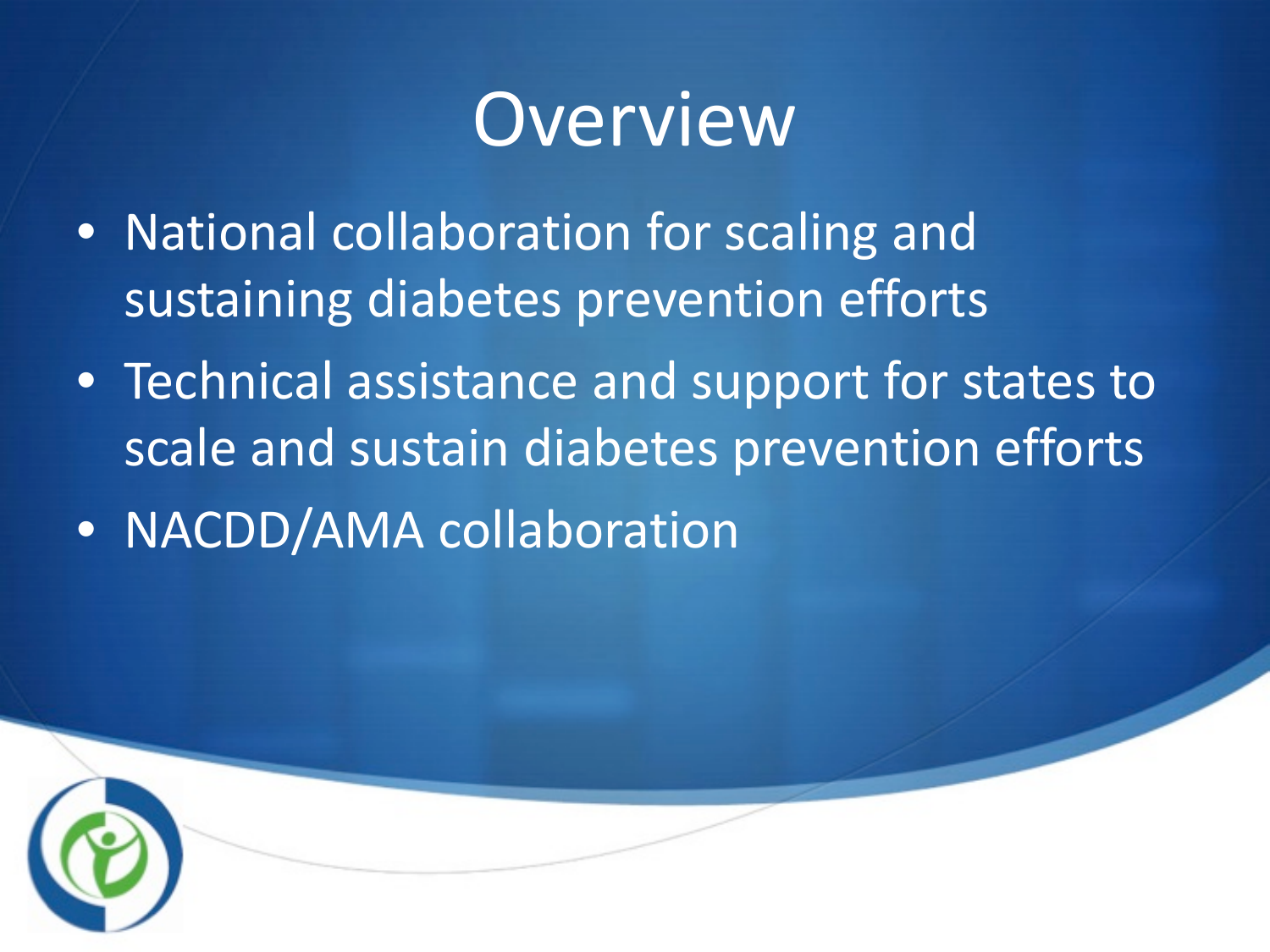# Overview

- National collaboration for scaling and sustaining diabetes prevention efforts
- Technical assistance and support for states to scale and sustain diabetes prevention efforts
- NACDD/AMA collaboration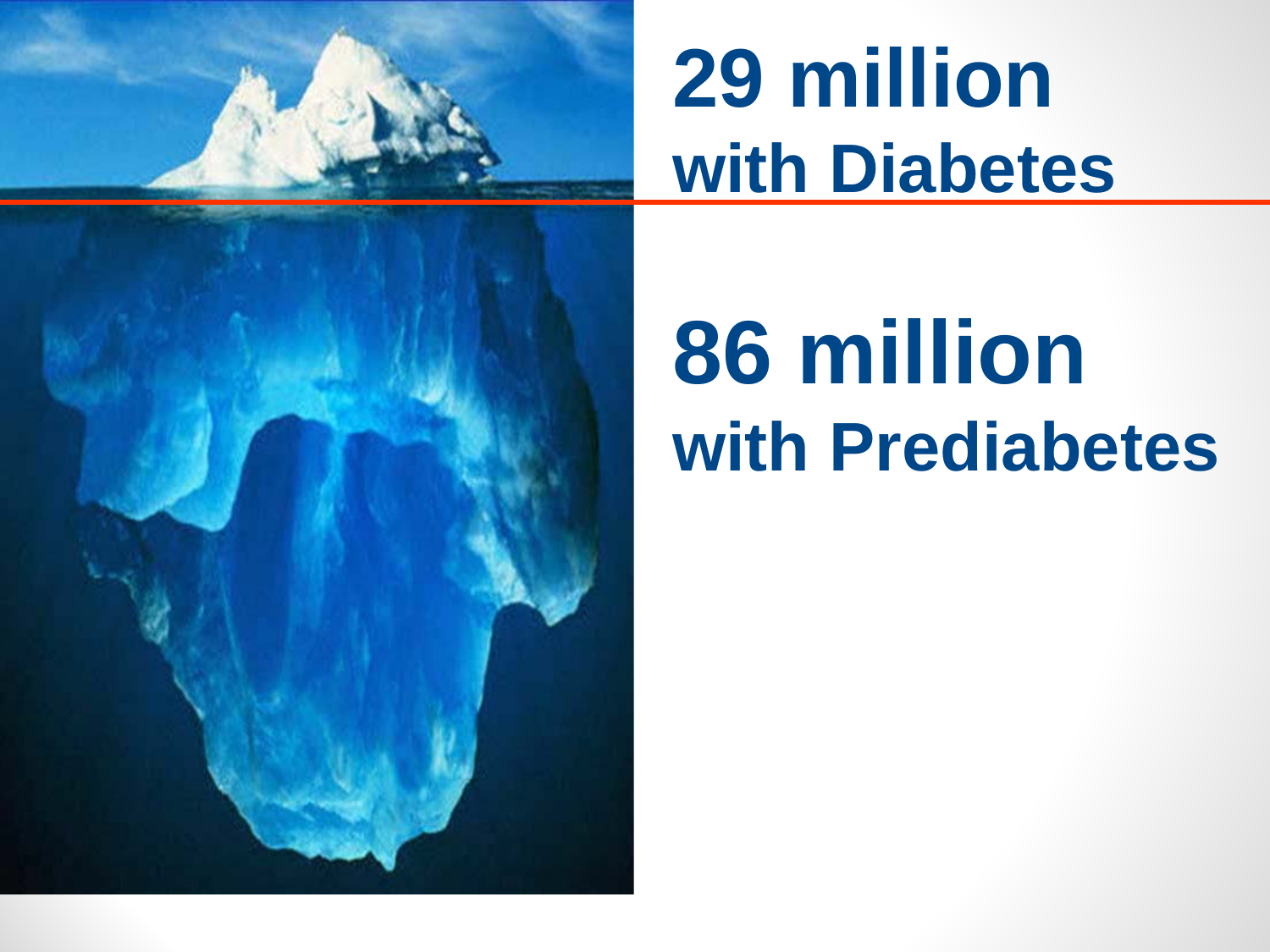# 29 million
## with Diabetes

# 86 million
## with Prediabetes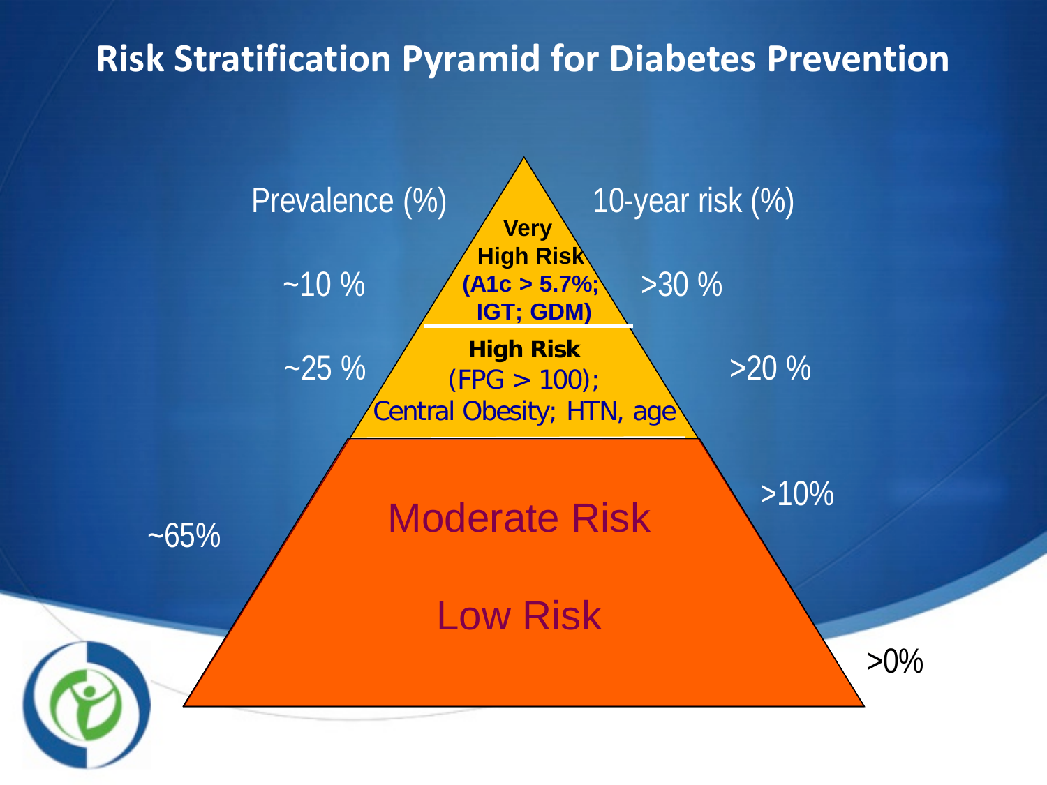# Risk Stratification Pyramid for Diabetes Prevention

| Prevalence (%) | Risk Level | 10-year risk (%) |
| --- | --- | --- |
| ~10 % | **Very High Risk** **(A1c > 5.7%; IGT; GDM)** | >30 % |
| ~25 % | **High Risk** (FPG > 100); Central Obesity; HTN, age | >20 % |
| ~65% | Moderate Risk | >10% |
| | Low Risk | >0% |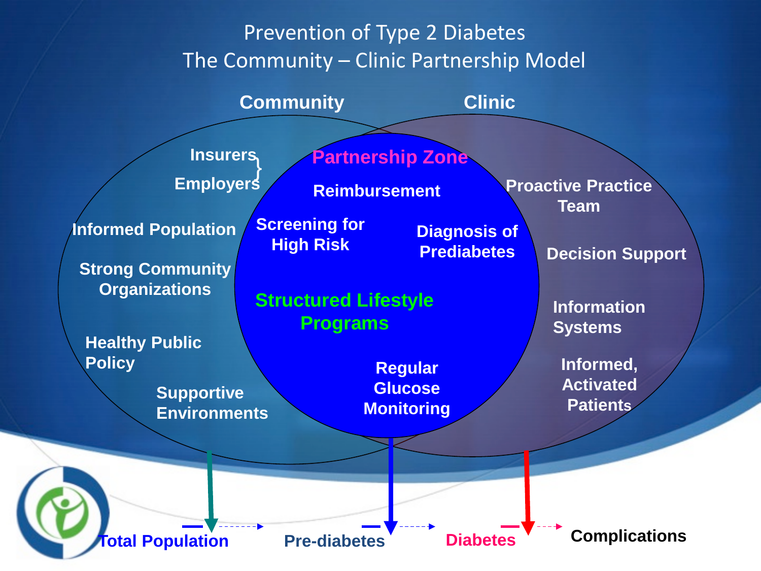# Prevention of Type 2 Diabetes
## The Community – Clinic Partnership Model

**Community**

- Insurers
- Employers
- Informed Population
- Strong Community Organizations
- Healthy Public Policy
- Supportive Environments

**Partnership Zone**

- Reimbursement
- Screening for High Risk
- Diagnosis of Prediabetes
- Structured Lifestyle Programs
- Regular Glucose Monitoring

**Clinic**

- Proactive Practice Team
- Decision Support
- Information Systems
- Informed, Activated Patients

**Total Population** → **Pre-diabetes** → **Diabetes** → **Complications**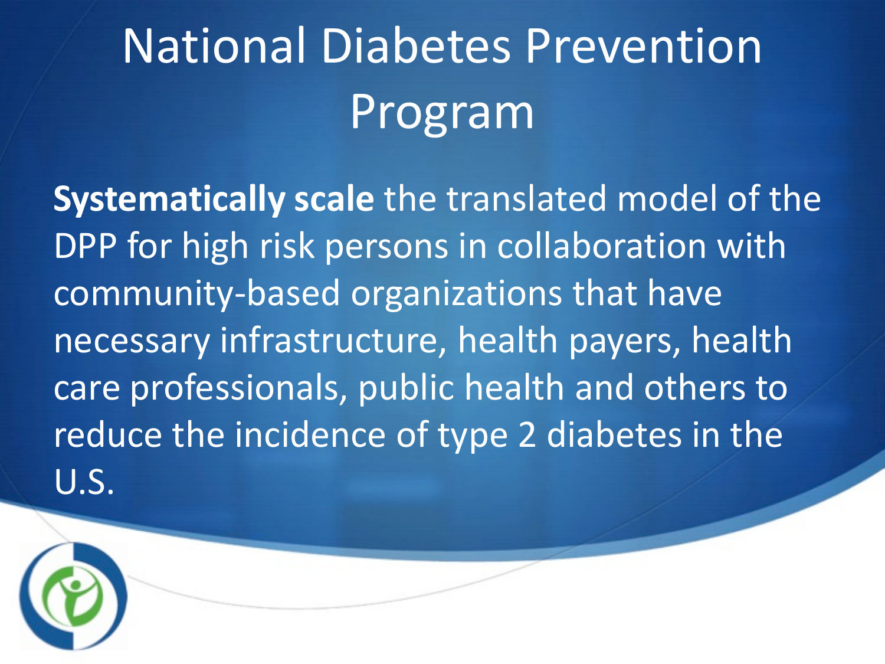# National Diabetes Prevention Program

**Systematically scale** the translated model of the DPP for high risk persons in collaboration with community-based organizations that have necessary infrastructure, health payers, health care professionals, public health and others to reduce the incidence of type 2 diabetes in the U.S.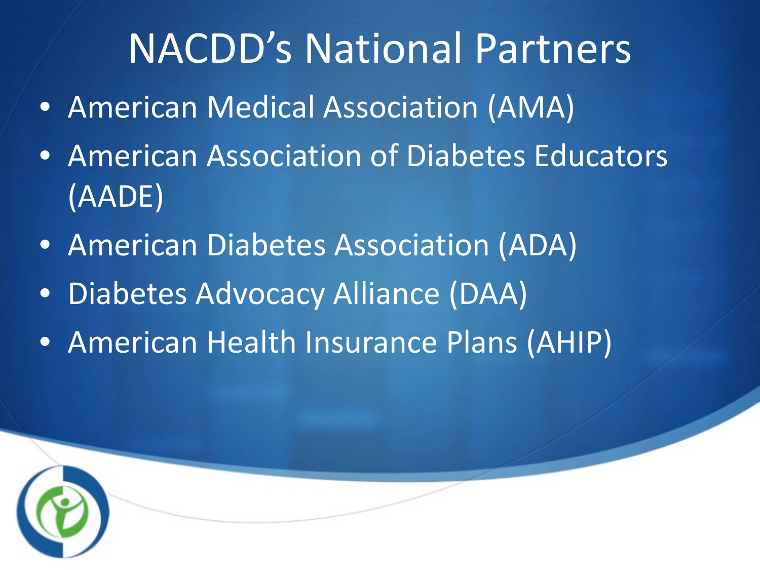# NACDD's National Partners

- American Medical Association (AMA)
- American Association of Diabetes Educators (AADE)
- American Diabetes Association (ADA)
- Diabetes Advocacy Alliance (DAA)
- American Health Insurance Plans (AHIP)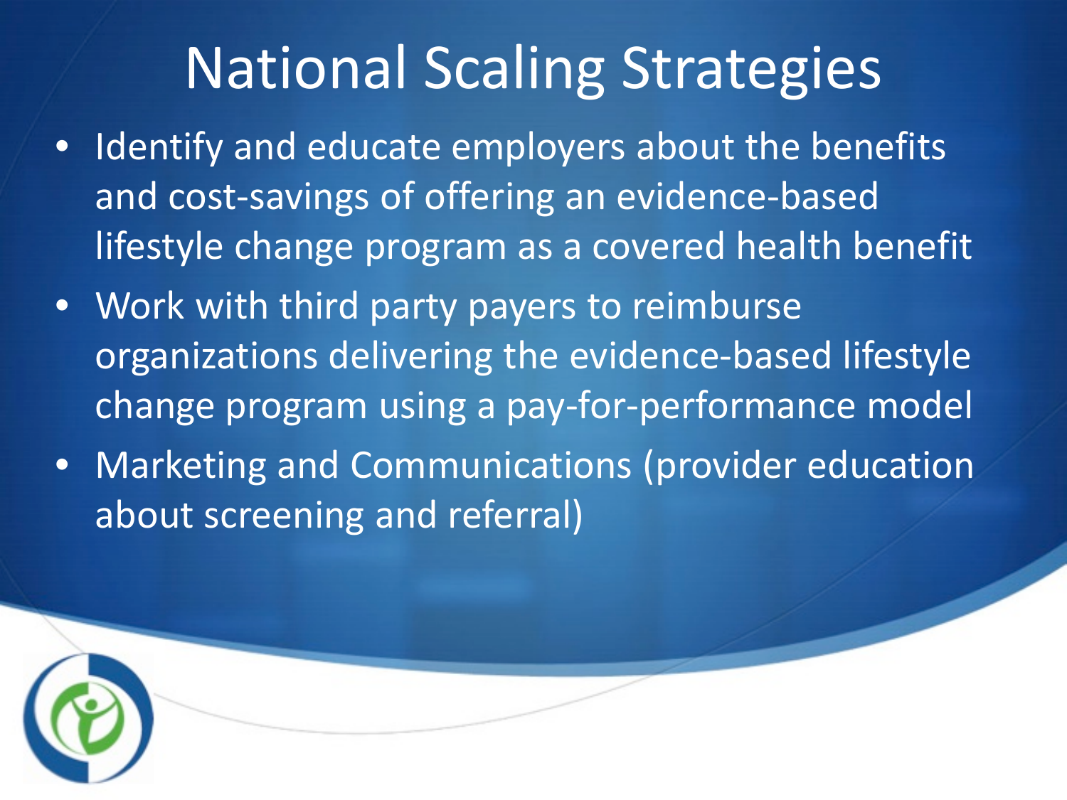# National Scaling Strategies

- Identify and educate employers about the benefits and cost-savings of offering an evidence-based lifestyle change program as a covered health benefit
- Work with third party payers to reimburse organizations delivering the evidence-based lifestyle change program using a pay-for-performance model
- Marketing and Communications (provider education about screening and referral)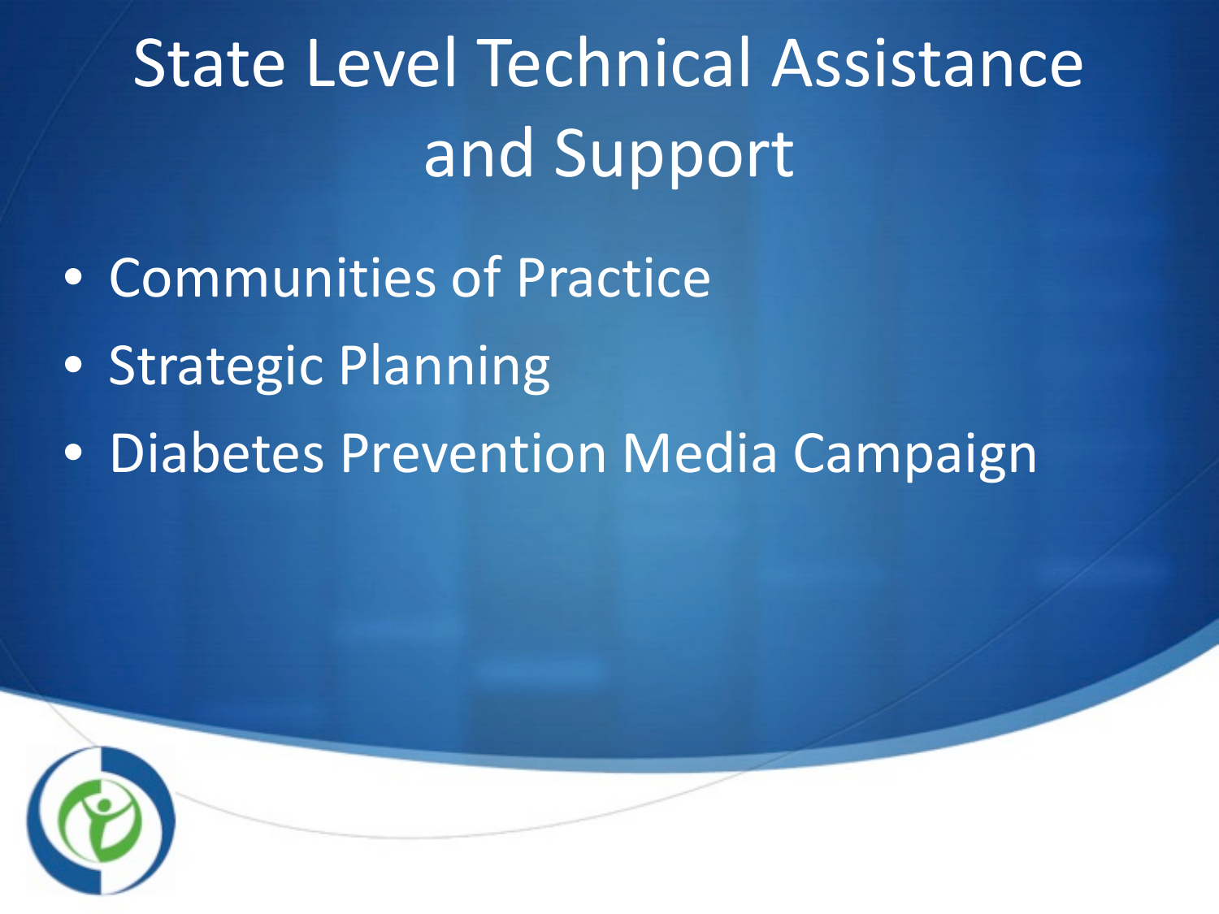# State Level Technical Assistance and Support

- Communities of Practice
- Strategic Planning
- Diabetes Prevention Media Campaign